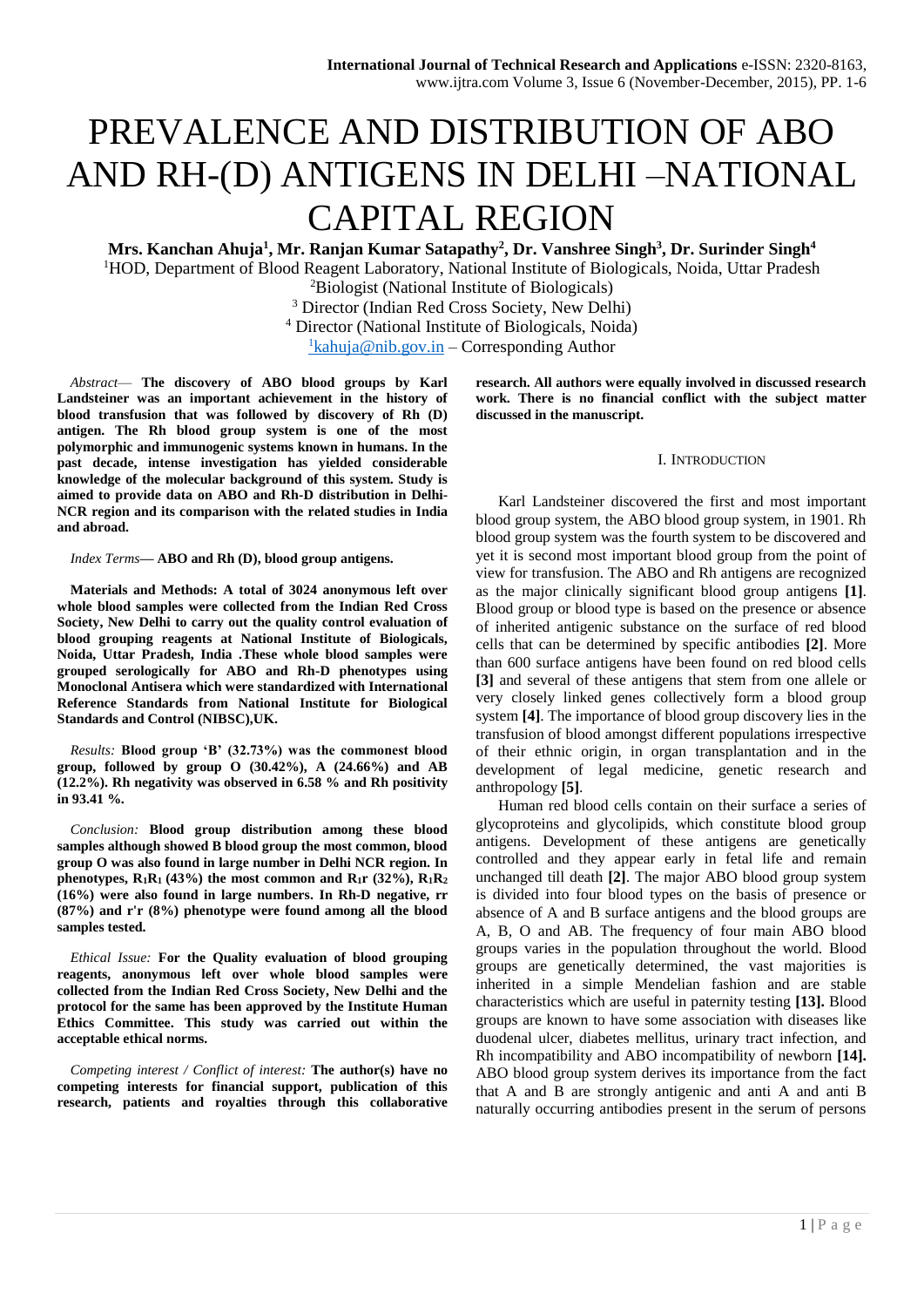# PREVALENCE AND DISTRIBUTION OF ABO AND RH-(D) ANTIGENS IN DELHI –NATIONAL CAPITAL REGION

**Mrs. Kanchan Ahuja[1], Mr. Ranjan Kumar Satapathy[2], Dr. Vanshree Singh[3], Dr. Surinder Singh[4]**

[1]HOD, Department of Blood Reagent Laboratory, National Institute of Biologicals, Noida, Uttar Pradesh

[2]Biologist (National Institute of Biologicals)

[3] Director (Indian Red Cross Society, New Delhi)

[4] Director (National Institute of Biologicals, Noida)

[1]kahuja@nib.gov.in – Corresponding Author

*Abstract*— **The discovery of ABO blood groups by Karl Landsteiner was an important achievement in the history of blood transfusion that was followed by discovery of Rh (D) antigen. The Rh blood group system is one of the most polymorphic and immunogenic systems known in humans. In the past decade, intense investigation has yielded considerable knowledge of the molecular background of this system. Study is aimed to provide data on ABO and Rh-D distribution in Delhi-NCR region and its comparison with the related studies in India and abroad.**

*Index Terms*— **ABO and Rh (D), blood group antigens.**

**Materials and Methods: A total of 3024 anonymous left over whole blood samples were collected from the Indian Red Cross Society, New Delhi to carry out the quality control evaluation of blood grouping reagents at National Institute of Biologicals, Noida, Uttar Pradesh, India .These whole blood samples were grouped serologically for ABO and Rh-D phenotypes using Monoclonal Antisera which were standardized with International Reference Standards from National Institute for Biological Standards and Control (NIBSC),UK.**

*Results:* **Blood group 'B' (32.73%) was the commonest blood group, followed by group O (30.42%), A (24.66%) and AB (12.2%). Rh negativity was observed in 6.58 % and Rh positivity in 93.41 %.**

*Conclusion:* **Blood group distribution among these blood samples although showed B blood group the most common, blood group O was also found in large number in Delhi NCR region. In phenotypes, $R_1R_1$ (43%) the most common and $R_1r$ (32%), $R_1R_2$ (16%) were also found in large numbers. In Rh-D negative, rr (87%) and r'r (8%) phenotype were found among all the blood samples tested.**

*Ethical Issue:* **For the Quality evaluation of blood grouping reagents, anonymous left over whole blood samples were collected from the Indian Red Cross Society, New Delhi and the protocol for the same has been approved by the Institute Human Ethics Committee. This study was carried out within the acceptable ethical norms.**

*Competing interest / Conflict of interest:* **The author(s) have no competing interests for financial support, publication of this research, patients and royalties through this collaborative research. All authors were equally involved in discussed research work. There is no financial conflict with the subject matter discussed in the manuscript.**

## I. INTRODUCTION

Karl Landsteiner discovered the first and most important blood group system, the ABO blood group system, in 1901. Rh blood group system was the fourth system to be discovered and yet it is second most important blood group from the point of view for transfusion. The ABO and Rh antigens are recognized as the major clinically significant blood group antigens **[1]**. Blood group or blood type is based on the presence or absence of inherited antigenic substance on the surface of red blood cells that can be determined by specific antibodies **[2]**. More than 600 surface antigens have been found on red blood cells **[3]** and several of these antigens that stem from one allele or very closely linked genes collectively form a blood group system **[4]**. The importance of blood group discovery lies in the transfusion of blood amongst different populations irrespective of their ethnic origin, in organ transplantation and in the development of legal medicine, genetic research and anthropology **[5]**.

Human red blood cells contain on their surface a series of glycoproteins and glycolipids, which constitute blood group antigens. Development of these antigens are genetically controlled and they appear early in fetal life and remain unchanged till death **[2]**. The major ABO blood group system is divided into four blood types on the basis of presence or absence of A and B surface antigens and the blood groups are A, B, O and AB. The frequency of four main ABO blood groups varies in the population throughout the world. Blood groups are genetically determined, the vast majorities is inherited in a simple Mendelian fashion and are stable characteristics which are useful in paternity testing **[13].** Blood groups are known to have some association with diseases like duodenal ulcer, diabetes mellitus, urinary tract infection, and Rh incompatibility and ABO incompatibility of newborn **[14].** ABO blood group system derives its importance from the fact that A and B are strongly antigenic and anti A and anti B naturally occurring antibodies present in the serum of persons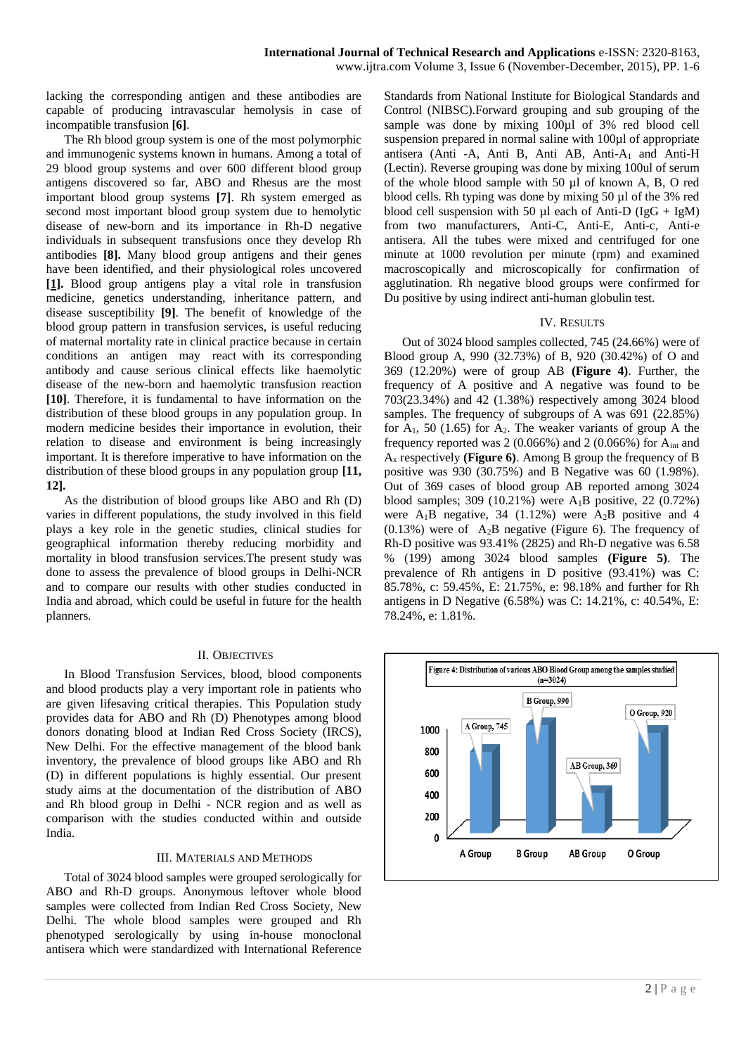lacking the corresponding antigen and these antibodies are capable of producing intravascular hemolysis in case of incompatible transfusion **[6]**.

The Rh blood group system is one of the most polymorphic and immunogenic systems known in humans. Among a total of 29 blood group systems and over 600 different blood group antigens discovered so far, ABO and Rhesus are the most important blood group systems **[7]**. Rh system emerged as second most important blood group system due to hemolytic disease of new-born and its importance in Rh-D negative individuals in subsequent transfusions once they develop Rh antibodies **[8].** Many blood group antigens and their genes have been identified, and their physiological roles uncovered **[1].** Blood group antigens play a vital role in transfusion medicine, genetics understanding, inheritance pattern, and disease susceptibility **[9]**. The benefit of knowledge of the blood group pattern in transfusion services, is useful reducing of maternal mortality rate in clinical practice because in certain conditions an antigen may react with its corresponding antibody and cause serious clinical effects like haemolytic disease of the new-born and haemolytic transfusion reaction **[10]**. Therefore, it is fundamental to have information on the distribution of these blood groups in any population group. In modern medicine besides their importance in evolution, their relation to disease and environment is being increasingly important. It is therefore imperative to have information on the distribution of these blood groups in any population group **[11, 12].**

As the distribution of blood groups like ABO and Rh (D) varies in different populations, the study involved in this field plays a key role in the genetic studies, clinical studies for geographical information thereby reducing morbidity and mortality in blood transfusion services.The present study was done to assess the prevalence of blood groups in Delhi-NCR and to compare our results with other studies conducted in India and abroad, which could be useful in future for the health planners.

## II. Objectives

In Blood Transfusion Services, blood, blood components and blood products play a very important role in patients who are given lifesaving critical therapies. This Population study provides data for ABO and Rh (D) Phenotypes among blood donors donating blood at Indian Red Cross Society (IRCS), New Delhi. For the effective management of the blood bank inventory, the prevalence of blood groups like ABO and Rh (D) in different populations is highly essential. Our present study aims at the documentation of the distribution of ABO and Rh blood group in Delhi - NCR region and as well as comparison with the studies conducted within and outside India.

## III. Materials and Methods

Total of 3024 blood samples were grouped serologically for ABO and Rh-D groups. Anonymous leftover whole blood samples were collected from Indian Red Cross Society, New Delhi. The whole blood samples were grouped and Rh phenotyped serologically by using in-house monoclonal antisera which were standardized with International Reference Standards from National Institute for Biological Standards and Control (NIBSC).Forward grouping and sub grouping of the sample was done by mixing 100µl of 3% red blood cell suspension prepared in normal saline with 100µl of appropriate antisera (Anti -A, Anti B, Anti AB, Anti-$A_1$ and Anti-H (Lectin). Reverse grouping was done by mixing 100ul of serum of the whole blood sample with 50 µl of known A, B, O red blood cells. Rh typing was done by mixing 50 µl of the 3% red blood cell suspension with 50 µl each of Anti-D (IgG + IgM) from two manufacturers, Anti-C, Anti-E, Anti-c, Anti-e antisera. All the tubes were mixed and centrifuged for one minute at 1000 revolution per minute (rpm) and examined macroscopically and microscopically for confirmation of agglutination. Rh negative blood groups were confirmed for Du positive by using indirect anti-human globulin test.

## IV. Results

Out of 3024 blood samples collected, 745 (24.66%) were of Blood group A, 990 (32.73%) of B, 920 (30.42%) of O and 369 (12.20%) were of group AB **(Figure 4)**. Further, the frequency of A positive and A negative was found to be 703(23.34%) and 42 (1.38%) respectively among 3024 blood samples. The frequency of subgroups of A was 691 (22.85%) for $A_1$, 50 (1.65) for $A_2$. The weaker variants of group A the frequency reported was 2 (0.066%) and 2 (0.066%) for $A_{int}$ and $A_x$ respectively **(Figure 6)**. Among B group the frequency of B positive was 930 (30.75%) and B Negative was 60 (1.98%). Out of 369 cases of blood group AB reported among 3024 blood samples; 309 (10.21%) were $A_1B$ positive, 22 (0.72%) were $A_1B$ negative, 34 (1.12%) were $A_2B$ positive and 4 (0.13%) were of $A_2B$ negative (Figure 6). The frequency of Rh-D positive was 93.41% (2825) and Rh-D negative was 6.58 % (199) among 3024 blood samples **(Figure 5)**. The prevalence of Rh antigens in D positive (93.41%) was C: 85.78%, c: 59.45%, E: 21.75%, e: 98.18% and further for Rh antigens in D Negative (6.58%) was C: 14.21%, c: 40.54%, E: 78.24%, e: 1.81%.

Figure 4: Distribution of various ABO Blood Group among the samples studied (n=3024)

| Group | Count |
|---|---|
| A Group | 745 |
| B Group | 990 |
| AB Group | 369 |
| O Group | 920 |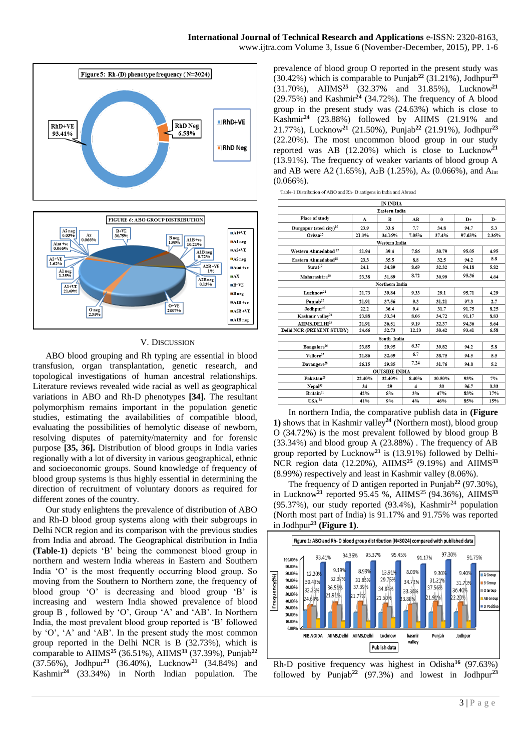Figure 5: Rh-(D) phenotype frequency (N=3024)

RhD+VE 93.41%; RhD Neg 6.58%

FIGURE 6: ABO GROUP DISTRIBUTION

A1+VE 21.49%; A1 neg 1.35%; A2+VE 1.62%; A2 neg 0.03%; Aint +ve 0.066%; AX 0.066%; B+VE 30.75%; B neg 1.98%; A1B +ve 10.21%; A1B neg 0.72%; A2B +VE 1%; A2B neg 0.13%; O+VE 28.07%; O neg 2.34%

## V. Discussion

ABO blood grouping and Rh typing are essential in blood transfusion, organ transplantation, genetic research, and topological investigations of human ancestral relationships. Literature reviews revealed wide racial as well as geographical variations in ABO and Rh-D phenotypes **[34].** The resultant polymorphism remains important in the population genetic studies, estimating the availabilities of compatible blood, evaluating the possibilities of hemolytic disease of newborn, resolving disputes of paternity/maternity and for forensic purpose **[35, 36].** Distribution of blood groups in India varies regionally with a lot of diversity in various geographical, ethnic and socioeconomic groups. Sound knowledge of frequency of blood group systems is thus highly essential in determining the direction of recruitment of voluntary donors as required for different zones of the country.

Our study enlightens the prevalence of distribution of ABO and Rh-D blood group systems along with their subgroups in Delhi NCR region and its comparison with the previous studies from India and abroad. The Geographical distribution in India **(Table-1)** depicts 'B' being the commonest blood group in northern and western India whereas in Eastern and Southern India 'O' is the most frequently occurring blood group. So moving from the Southern to Northern zone, the frequency of blood group 'O' is decreasing and blood group 'B' is increasing and western India showed prevalence of blood group B , followed by 'O', Group 'A' and 'AB'. In Northern India, the most prevalent blood group reported is 'B' followed by 'O', 'A' and 'AB'. In the present study the most common group reported in the Delhi NCR is B (32.73%), which is comparable to AIIMS**[25]** (36.51%), AIIMS**[33]** (37.39%), Punjab**[22]** (37.56%), Jodhpur**[23]** (36.40%), Lucknow**[21]** (34.84%) and Kashmir**[24]** (33.34%) in North Indian population. The prevalence of blood group O reported in the present study was (30.42%) which is comparable to Punjab**[22]** (31.21%), Jodhpur**[23]** (31.70%), AIIMS**[25]** (32.37% and 31.85%), Lucknow**[21]** (29.75%) and Kashmir**[24]** (34.72%). The frequency of A blood group in the present study was (24.63%) which is close to Kashmir**[24]** (23.88%) followed by AIIMS (21.91% and 21.77%), Lucknow**[21]** (21.50%), Punjab**[22]** (21.91%), Jodhpur**[23]** (22.20%). The most uncommon blood group in our study reported was AB (12.20%) which is close to Lucknow**[21]** (13.91%). The frequency of weaker variants of blood group A and AB were A2 (1.65%), A2B (1.25%), $A_x$ (0.066%), and $A_{int}$ (0.066%).

Table-1 Distribution of ABO and Rh- D antigens in India and Abroad

| Place of study | A | B | AB | O | D+ | D- |
|---|---|---|---|---|---|---|
| **IN INDIA** | | | | | | |
| **Eastern India** | | | | | | |
| Durgapur (steel city)[15] | 23.9 | 33.6 | 7.7 | 34.8 | 94.7 | 5.3 |
| Orissa[16] | 21.3% | 34.16% | 7.05% | 37.4% | 97.63% | 2.36% |
| **Western India** | | | | | | |
| Western Ahmedabad[17] | 21.94 | 39.4 | 7.86 | 30.79 | 95.05 | 4.95 |
| Eastern Ahmedabad[18] | 23.3 | 35.5 | 8.8 | 32.5 | 94.2 | 5.8 |
| Surat[19] | 24.1 | 34.89 | 8.69 | 32.32 | 94.18 | 5.82 |
| Maharashtra[20] | 23.38 | 31.89 | 8.72 | 30.99 | 95.36 | 4.64 |
| **Northern India** | | | | | | |
| Lucknow[21] | 21.73 | 39.84 | 9.33 | 29.1 | 95.71 | 4.29 |
| Punjab[22] | 21.91 | 37.56 | 9.3 | 31.21 | 97.3 | 2.7 |
| Jodhpur[23] | 22.2 | 36.4 | 9.4 | 31.7 | 91.75 | 8.25 |
| Kashmir valley[24] | 23.88 | 33.34 | 8.06 | 34.72 | 91.17 | 8.83 |
| AIIMS,DELHI[25] | 21.91 | 36.51 | 9.19 | 32.37 | 94.36 | 5.64 |
| Delhi NCR (PRESENT STUDY) | 24.66 | 32.73 | 12.20 | 30.42 | 93.41 | 6.58 |
| **South India** | | | | | | |
| Bangalore[26] | 23.85 | 29.95 | 6.37 | 39.82 | 94.2 | 5.8 |
| Vellore[27] | 21.86 | 32.69 | 6.7 | 38.75 | 94.5 | 5.5 |
| Davangere[28] | 26.15 | 29.85 | 7.24 | 31.76 | 94.8 | 5.2 |
| **OUTSIDE INDIA** | | | | | | |
| Pakistan[29] | 22.40% | 32.40% | 8.40% | 30.50% | 93% | 7% |
| Nepal[30] | 34 | 29 | 4 | 33 | 96.7 | 3.33 |
| Britain[31] | 42% | 8% | 3% | 47% | 83% | 17% |
| USA[32] | 41% | 9% | 4% | 46% | 85% | 15% |

In northern India, the comparative publish data in **(Figure 1)** shows that in Kashmir valley**[24]** (Northern most), blood group O (34.72%) is the most prevalent followed by blood group B (33.34%) and blood group A (23.88%) . The frequency of AB group reported by Lucknow**[21]** is (13.91%) followed by Delhi-NCR region data (12.20%), AIIMS**[25]** (9.19%) and AIIMS**[33]** (8.99%) respectively and least in Kashmir valley (8.06%).

The frequency of D antigen reported in Punjab**[22]** (97.30%), in Lucknow**[21]** reported 95.45 %, AIIMS[25] (94.36%), AIIMS**[33]** (95.37%), our study reported (93.4%), Kashmir[24] population (North most part of India) is 91.17% and 91.75% was reported in Jodhpur**[23]** **(Figure 1)**.

Figure 1: ABO and Rh- D blood group distribution (N=3024) compared with published data

| Publish data | A Group | B Group | O Group | AB Group | D Positive |
|---|---|---|---|---|---|
| NIB,NOIDA | 24.63% | 32.73% | 30.42% | 12.20% | 93.41% |
| AIIMS,Delhi | 21.91% | 36.51% | 32.37% | 9.19% | 94.36% |
| AIIMS,Delhi | 21.77% | 37.39% | 31.85% | 8.99% | 95.37% |
| Lucknow | 21.50% | 34.84% | 29.75% | 13.91% | 95.45% |
| kasmir valley | 23.88% | 33.34% | 34.72% | 8.06% | 91.17% |
| Punjab | 21.91% | 37.56% | 31.21% | 9.30% | 97.30% |
| Jodhpur | 22.20% | 36.40% | 31.70% | 9.40% | 91.75% |

Rh-D positive frequency was highest in Odisha**[16]** (97.63%) followed by Punjab**[22]** (97.3%) and lowest in Jodhpur**[23]**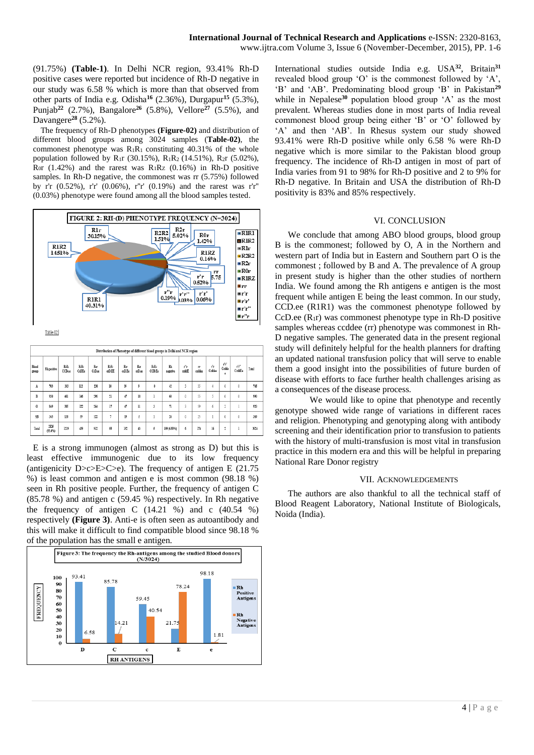(91.75%) **(Table-1)**. In Delhi NCR region, 93.41% Rh-D positive cases were reported but incidence of Rh-D negative in our study was 6.58 % which is more than that observed from other parts of India e.g. Odisha[16] (2.36%), Durgapur[15] (5.3%), Punjab[22] (2.7%), Bangalore[26] (5.8%), Vellore[27] (5.5%), and Davangere[28] (5.2%).

The frequency of Rh-D phenotypes **(Figure-02)** and distribution of different blood groups among 3024 samples (**Table-02**), the commonest phenotype was $R_1R_1$ constituting 40.31% of the whole population followed by $R_1r$ (30.15%), $R_1R_2$ (14.51%), $R_2r$ (5.02%), $R_0r$ (1.42%) and the rarest was $R_1R_Z$ (0.16%) in Rh-D positive samples. In Rh-D negative, the commonest was rr (5.75%) followed by r'r (0.52%), r'r' (0.06%), r''r' (0.19%) and the rarest was r'r'' (0.03%) phenotype were found among all the blood samples tested.

FIGURE 2: RH-(D) PHENOTYPE FREQUENCY (N=3024)

Table-02

Distribution of Phenotype of different blood groups in Delhi and NCR region

| Blood group | Rh positive | R1R1 CCDee | R1R2 CcDEe | R1r CcDee | R1R2 ccDEE | R2r ccDEe | R0r ccDee | R1Rz CCDEe | Rh negative | r'r ccddE | rr ccddee | r'r Ccddee | r'r' Ccdde e | r'r'' CcddEe | Total |
|---|---|---|---|---|---|---|---|---|---|---|---|---|---|---|---|
| A | 703 | 303 | 112 | 224 | 10 | 39 | 9 | 0 | 42 | 3 | 35 | 4 | 0 | 0 | 745 |
| B | 930 | 401 | 146 | 296 | 21 | 47 | 18 | 1 | 60 | 0 | 55 | 5 | 0 | 0 | 990 |
| O | 849 | 385 | 122 | 264 | 17 | 47 | 11 | 3 | 71 | 3 | 59 | 6 | 2 | 1 | 920 |
| AB | 343 | 130 | 59 | 122 | 7 | 19 | 5 | 1 | 26 | 0 | 25 | 1 | 0 | 0 | 369 |
| Total | 2825 (93.4%) | 1219 | 439 | 912 | 55 | 152 | 43 | 5 | 199 (6.58%) | 6 | 174 | 16 | 2 | 1 | 3024 |

E is a strong immunogen (almost as strong as D) but this is least effective immunogenic due to its low frequency (antigenicity D>c>E>C>e). The frequency of antigen E (21.75 %) is least common and antigen e is most common (98.18 %) seen in Rh positive people. Further, the frequency of antigen C (85.78 %) and antigen c (59.45 %) respectively. In Rh negative the frequency of antigen C (14.21 %) and c (40.54 %) respectively **(Figure 3)**. Anti-e is often seen as autoantibody and this will make it difficult to find compatible blood since 98.18 % of the population has the small e antigen.

Figure 3: The frequency the Rh-antigens among the studied Blood donors (N/3024)

International studies outside India e.g. USA[32], Britain[31] revealed blood group 'O' is the commonest followed by 'A', 'B' and 'AB'. Predominating blood group 'B' in Pakistan[29] while in Nepalese[30] population blood group 'A' as the most prevalent. Whereas studies done in most parts of India reveal commonest blood group being either 'B' or 'O' followed by 'A' and then 'AB'. In Rhesus system our study showed 93.41% were Rh-D positive while only 6.58 % were Rh-D negative which is more similar to the Pakistan blood group frequency. The incidence of Rh-D antigen in most of part of India varies from 91 to 98% for Rh-D positive and 2 to 9% for Rh-D negative. In Britain and USA the distribution of Rh-D positivity is 83% and 85% respectively.

## VI. CONCLUSION

We conclude that among ABO blood groups, blood group B is the commonest; followed by O, A in the Northern and western part of India but in Eastern and Southern part O is the commonest ; followed by B and A. The prevalence of A group in present study is higher than the other studies of northern India. We found among the Rh antigens e antigen is the most frequent while antigen E being the least common. In our study, CCD.ee (R1R1) was the commonest phenotype followed by CcD.ee ($R_1r$) was commonest phenotype type in Rh-D positive samples whereas ccddee (rr) phenotype was commonest in Rh-D negative samples. The generated data in the present regional study will definitely helpful for the health planners for drafting an updated national transfusion policy that will serve to enable them a good insight into the possibilities of future burden of disease with efforts to face further health challenges arising as a consequences of the disease process.

We would like to opine that phenotype and recently genotype showed wide range of variations in different races and religion. Phenotyping and genotyping along with antibody screening and their identification prior to transfusion to patients with the history of multi-transfusion is most vital in transfusion practice in this modern era and this will be helpful in preparing National Rare Donor registry

## VII. ACKNOWLEDGEMENTS

The authors are also thankful to all the technical staff of Blood Reagent Laboratory, National Institute of Biologicals, Noida (India).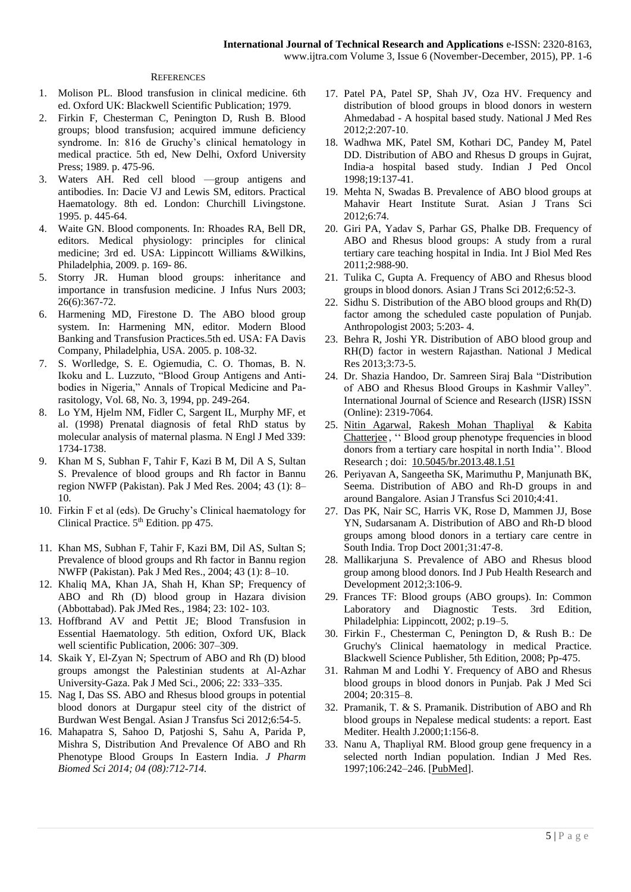## References

1. Molison PL. Blood transfusion in clinical medicine. 6th ed. Oxford UK: Blackwell Scientific Publication; 1979.
2. Firkin F, Chesterman C, Penington D, Rush B. Blood groups; blood transfusion; acquired immune deficiency syndrome. In: 816 de Gruchy's clinical hematology in medical practice. 5th ed, New Delhi, Oxford University Press; 1989. p. 475-96.
3. Waters AH. Red cell blood —group antigens and antibodies. In: Dacie VJ and Lewis SM, editors. Practical Haematology. 8th ed. London: Churchill Livingstone. 1995. p. 445-64.
4. Waite GN. Blood components. In: Rhoades RA, Bell DR, editors. Medical physiology: principles for clinical medicine; 3rd ed. USA: Lippincott Williams &Wilkins, Philadelphia, 2009. p. 169- 86.
5. Storry JR. Human blood groups: inheritance and importance in transfusion medicine. J Infus Nurs 2003; 26(6):367-72.
6. Harmening MD, Firestone D. The ABO blood group system. In: Harmening MN, editor. Modern Blood Banking and Transfusion Practices.5th ed. USA: FA Davis Company, Philadelphia, USA. 2005. p. 108-32.
7. S. Worlledge, S. E. Ogiemudia, C. O. Thomas, B. N. Ikoku and L. Luzzuto, "Blood Group Antigens and Antibodies in Nigeria," Annals of Tropical Medicine and Parasitology, Vol. 68, No. 3, 1994, pp. 249-264.
8. Lo YM, Hjelm NM, Fidler C, Sargent IL, Murphy MF, et al. (1998) Prenatal diagnosis of fetal RhD status by molecular analysis of maternal plasma. N Engl J Med 339: 1734-1738.
9. Khan M S, Subhan F, Tahir F, Kazi B M, Dil A S, Sultan S. Prevalence of blood groups and Rh factor in Bannu region NWFP (Pakistan). Pak J Med Res. 2004; 43 (1): 8–10.
10. Firkin F et al (eds). De Gruchy's Clinical haematology for Clinical Practice. 5th Edition. pp 475.
11. Khan MS, Subhan F, Tahir F, Kazi BM, Dil AS, Sultan S; Prevalence of blood groups and Rh factor in Bannu region NWFP (Pakistan). Pak J Med Res., 2004; 43 (1): 8–10.
12. Khaliq MA, Khan JA, Shah H, Khan SP; Frequency of ABO and Rh (D) blood group in Hazara division (Abbottabad). Pak JMed Res., 1984; 23: 102- 103.
13. Hoffbrand AV and Pettit JE; Blood Transfusion in Essential Haematology. 5th edition, Oxford UK, Black well scientific Publication, 2006: 307–309.
14. Skaik Y, El-Zyan N; Spectrum of ABO and Rh (D) blood groups amongst the Palestinian students at Al-Azhar University-Gaza. Pak J Med Sci., 2006; 22: 333–335.
15. Nag I, Das SS. ABO and Rhesus blood groups in potential blood donors at Durgapur steel city of the district of Burdwan West Bengal. Asian J Transfus Sci 2012;6:54-5.
16. Mahapatra S, Sahoo D, Patjoshi S, Sahu A, Parida P, Mishra S, Distribution And Prevalence Of ABO and Rh Phenotype Blood Groups In Eastern India. *J Pharm Biomed Sci 2014; 04 (08):712-714.*
17. Patel PA, Patel SP, Shah JV, Oza HV. Frequency and distribution of blood groups in blood donors in western Ahmedabad - A hospital based study. National J Med Res 2012;2:207-10.
18. Wadhwa MK, Patel SM, Kothari DC, Pandey M, Patel DD. Distribution of ABO and Rhesus D groups in Gujrat, India-a hospital based study. Indian J Ped Oncol 1998;19:137-41.
19. Mehta N, Swadas B. Prevalence of ABO blood groups at Mahavir Heart Institute Surat. Asian J Trans Sci 2012;6:74.
20. Giri PA, Yadav S, Parhar GS, Phalke DB. Frequency of ABO and Rhesus blood groups: A study from a rural tertiary care teaching hospital in India. Int J Biol Med Res 2011;2:988-90.
21. Tulika C, Gupta A. Frequency of ABO and Rhesus blood groups in blood donors. Asian J Trans Sci 2012;6:52-3.
22. Sidhu S. Distribution of the ABO blood groups and Rh(D) factor among the scheduled caste population of Punjab. Anthropologist 2003; 5:203- 4.
23. Behra R, Joshi YR. Distribution of ABO blood group and RH(D) factor in western Rajasthan. National J Medical Res 2013;3:73-5.
24. Dr. Shazia Handoo, Dr. Samreen Siraj Bala "Distribution of ABO and Rhesus Blood Groups in Kashmir Valley". International Journal of Science and Research (IJSR) ISSN (Online): 2319-7064.
25. Nitin Agarwal, Rakesh Mohan Thapliyal & Kabita Chatterjee, '' Blood group phenotype frequencies in blood donors from a tertiary care hospital in north India''. Blood Research ; doi: 10.5045/br.2013.48.1.51
26. Periyavan A, Sangeetha SK, Marimuthu P, Manjunath BK, Seema. Distribution of ABO and Rh-D groups in and around Bangalore. Asian J Transfus Sci 2010;4:41.
27. Das PK, Nair SC, Harris VK, Rose D, Mammen JJ, Bose YN, Sudarsanam A. Distribution of ABO and Rh-D blood groups among blood donors in a tertiary care centre in South India. Trop Doct 2001;31:47-8.
28. Mallikarjuna S. Prevalence of ABO and Rhesus blood group among blood donors. Ind J Pub Health Research and Development 2012;3:106-9.
29. Frances TF: Blood groups (ABO groups). In: Common Laboratory and Diagnostic Tests. 3rd Edition, Philadelphia: Lippincott, 2002; p.19–5.
30. Firkin F., Chesterman C, Penington D, & Rush B.: De Gruchy's Clinical haematology in medical Practice. Blackwell Science Publisher, 5th Edition, 2008; Pp-475.
31. Rahman M and Lodhi Y. Frequency of ABO and Rhesus blood groups in blood donors in Punjab. Pak J Med Sci 2004; 20:315–8.
32. Pramanik, T. & S. Pramanik. Distribution of ABO and Rh blood groups in Nepalese medical students: a report. East Mediter. Health J.2000;1:156-8.
33. Nanu A, Thapliyal RM. Blood group gene frequency in a selected north Indian population. Indian J Med Res. 1997;106:242–246. [PubMed].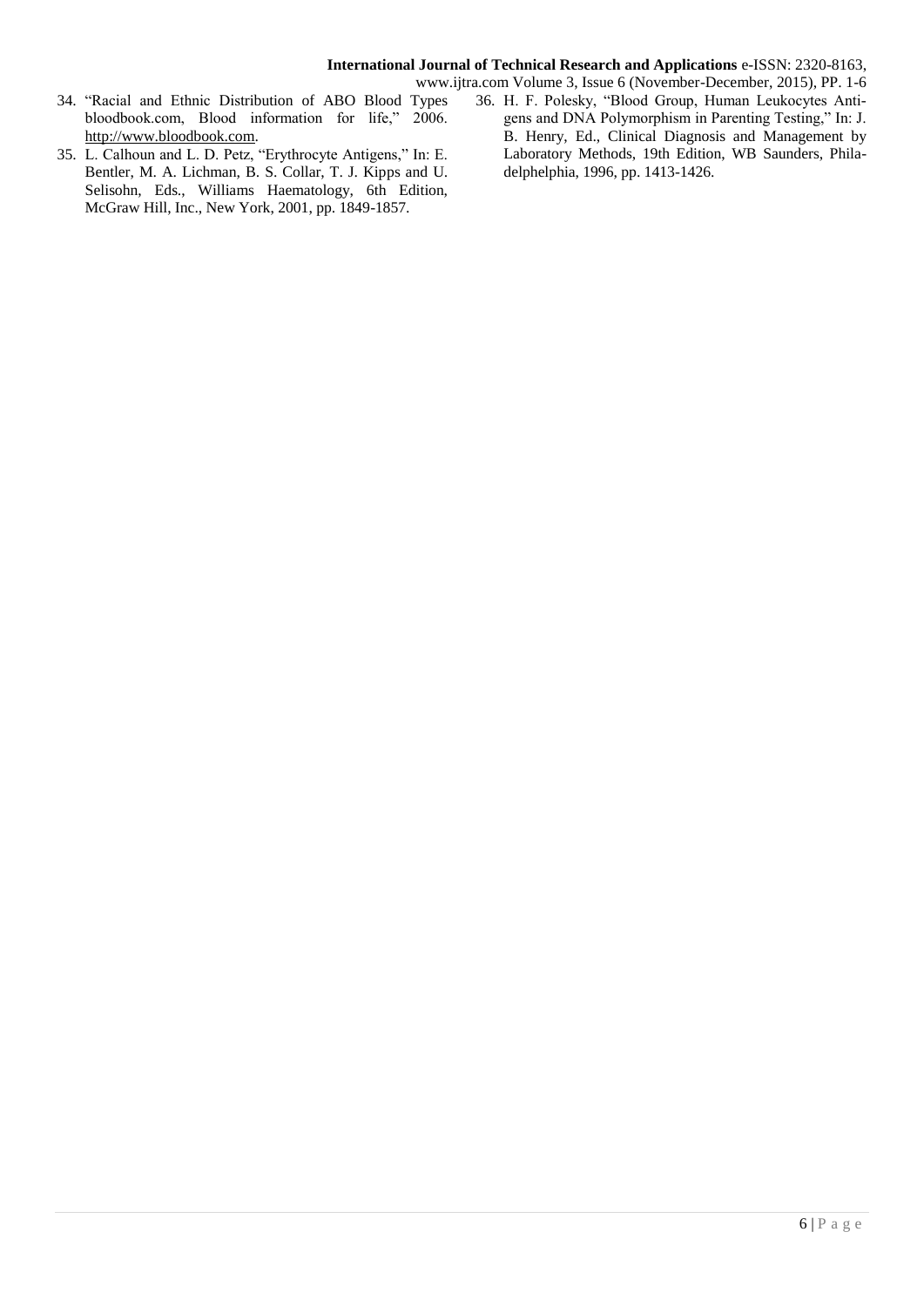34. "Racial and Ethnic Distribution of ABO Blood Types bloodbook.com, Blood information for life," 2006. http://www.bloodbook.com.
35. L. Calhoun and L. D. Petz, "Erythrocyte Antigens," In: E. Bentler, M. A. Lichman, B. S. Collar, T. J. Kipps and U. Selisohn, Eds., Williams Haematology, 6th Edition, McGraw Hill, Inc., New York, 2001, pp. 1849-1857.
36. H. F. Polesky, "Blood Group, Human Leukocytes Antigens and DNA Polymorphism in Parenting Testing," In: J. B. Henry, Ed., Clinical Diagnosis and Management by Laboratory Methods, 19th Edition, WB Saunders, Philadelphelphia, 1996, pp. 1413-1426.